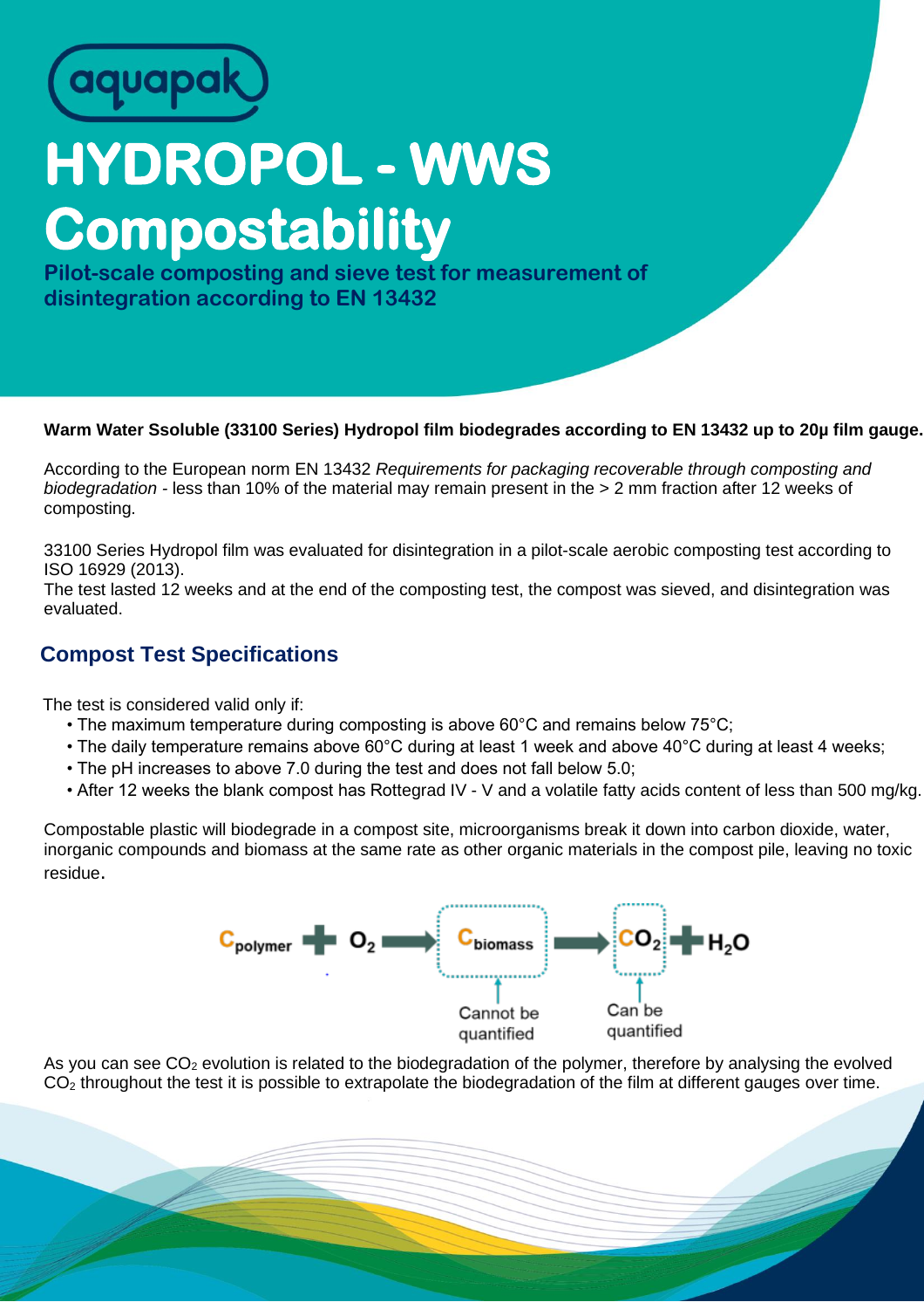aquapak

# HYDROPOL - WWS Compostability

**Pilot-scale composting and sieve test for measurement of disintegration according to EN 13432**

**Warm Water Ssoluble (33100 Series) Hydropol film biodegrades according to EN 13432 up to 20μ film gauge.**

According to the European norm EN 13432 *Requirements for packaging recoverable through composting and biodegradation* - less than 10% of the material may remain present in the > 2 mm fraction after 12 weeks of composting.

33100 Series Hydropol film was evaluated for disintegration in a pilot-scale aerobic composting test according to ISO 16929 (2013).
The test lasted 12 weeks and at the end of the composting test, the compost was sieved, and disintegration was evaluated.

## Compost Test Specifications

The test is considered valid only if:

- The maximum temperature during composting is above 60°C and remains below 75°C;
- The daily temperature remains above 60°C during at least 1 week and above 40°C during at least 4 weeks;
- The pH increases to above 7.0 during the test and does not fall below 5.0;
- After 12 weeks the blank compost has Rottegrad IV - V and a volatile fatty acids content of less than 500 mg/kg.

Compostable plastic will biodegrade in a compost site, microorganisms break it down into carbon dioxide, water, inorganic compounds and biomass at the same rate as other organic materials in the compost pile, leaving no toxic residue.

$$C_{polymer} + O_2 \rightarrow C_{biomass} \rightarrow CO_2 + H_2O$$

$C_{biomass}$: Cannot be quantified

$CO_2$: Can be quantified

As you can see $CO_2$ evolution is related to the biodegradation of the polymer, therefore by analysing the evolved $CO_2$ throughout the test it is possible to extrapolate the biodegradation of the film at different gauges over time.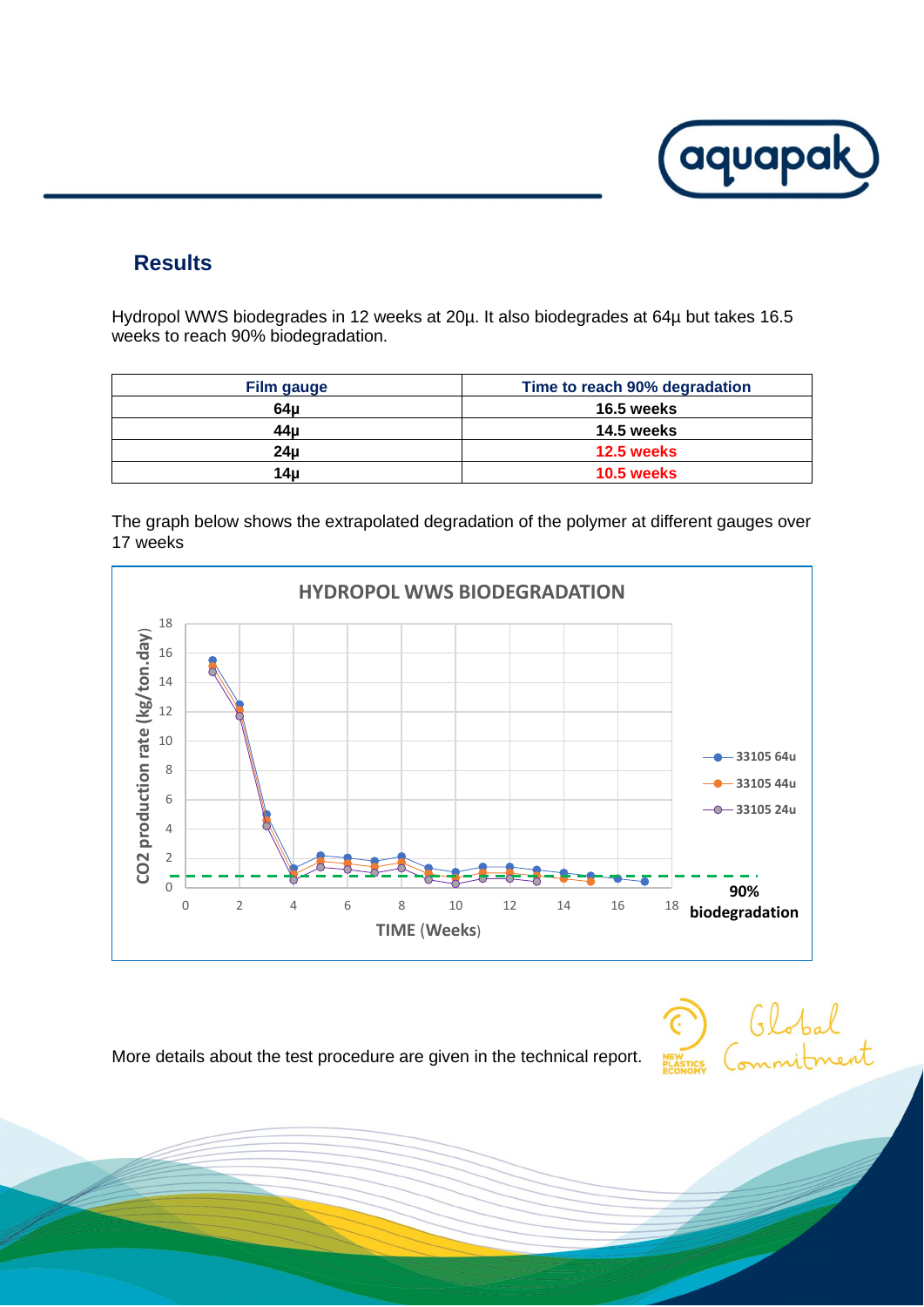## Results

Hydropol WWS biodegrades in 12 weeks at 20μ. It also biodegrades at 64μ but takes 16.5 weeks to reach 90% biodegradation.

| Film gauge | Time to reach 90% degradation |
|---|---|
| **64μ** | **16.5 weeks** |
| **44μ** | **14.5 weeks** |
| **24μ** | **12.5 weeks** |
| **14μ** | **10.5 weeks** |

The graph below shows the extrapolated degradation of the polymer at different gauges over 17 weeks

HYDROPOL WWS BIODEGRADATION

CO2 production rate (kg/ton.day)

0
2
4
6
8
10
12
14
16
18

0
2
4
6
8
10
12
14
16
18

TIME (Weeks)

33105 64u

33105 44u

33105 24u

90% biodegradation

More details about the test procedure are given in the technical report.